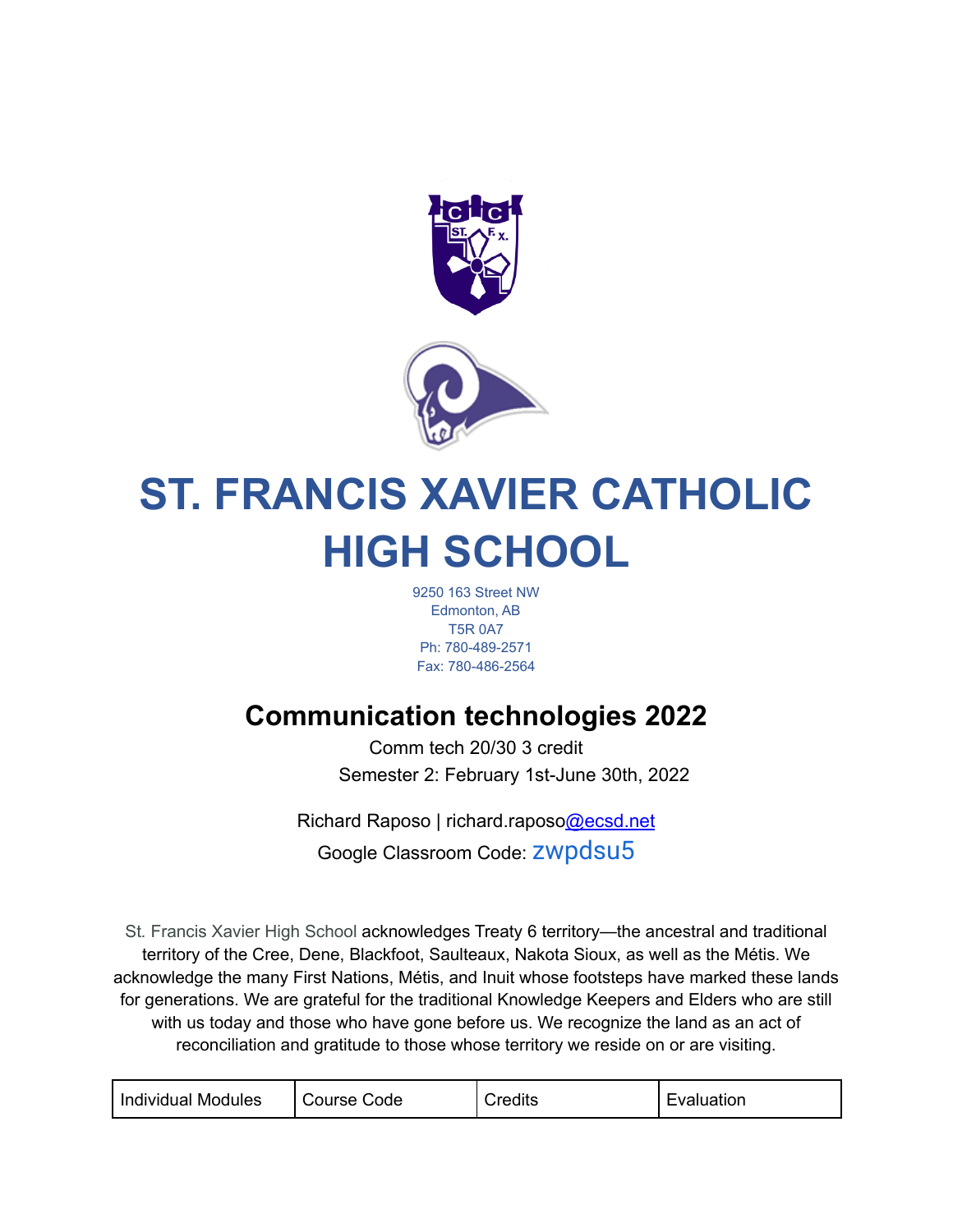# ST. FRANCIS XAVIER CATHOLIC HIGH SCHOOL

9250 163 Street NW
Edmonton, AB
T5R 0A7
Ph: 780-489-2571
Fax: 780-486-2564

## Communication technologies 2022

Comm tech 20/30 3 credit

Semester 2: February 1st-June 30th, 2022

Richard Raposo | richard.raposo@ecsd.net

Google Classroom Code: zwpdsu5

St. Francis Xavier High School acknowledges Treaty 6 territory—the ancestral and traditional territory of the Cree, Dene, Blackfoot, Saulteaux, Nakota Sioux, as well as the Métis. We acknowledge the many First Nations, Métis, and Inuit whose footsteps have marked these lands for generations. We are grateful for the traditional Knowledge Keepers and Elders who are still with us today and those who have gone before us. We recognize the land as an act of reconciliation and gratitude to those whose territory we reside on or are visiting.

| Individual Modules | Course Code | Credits | Evaluation |
| --- | --- | --- | --- |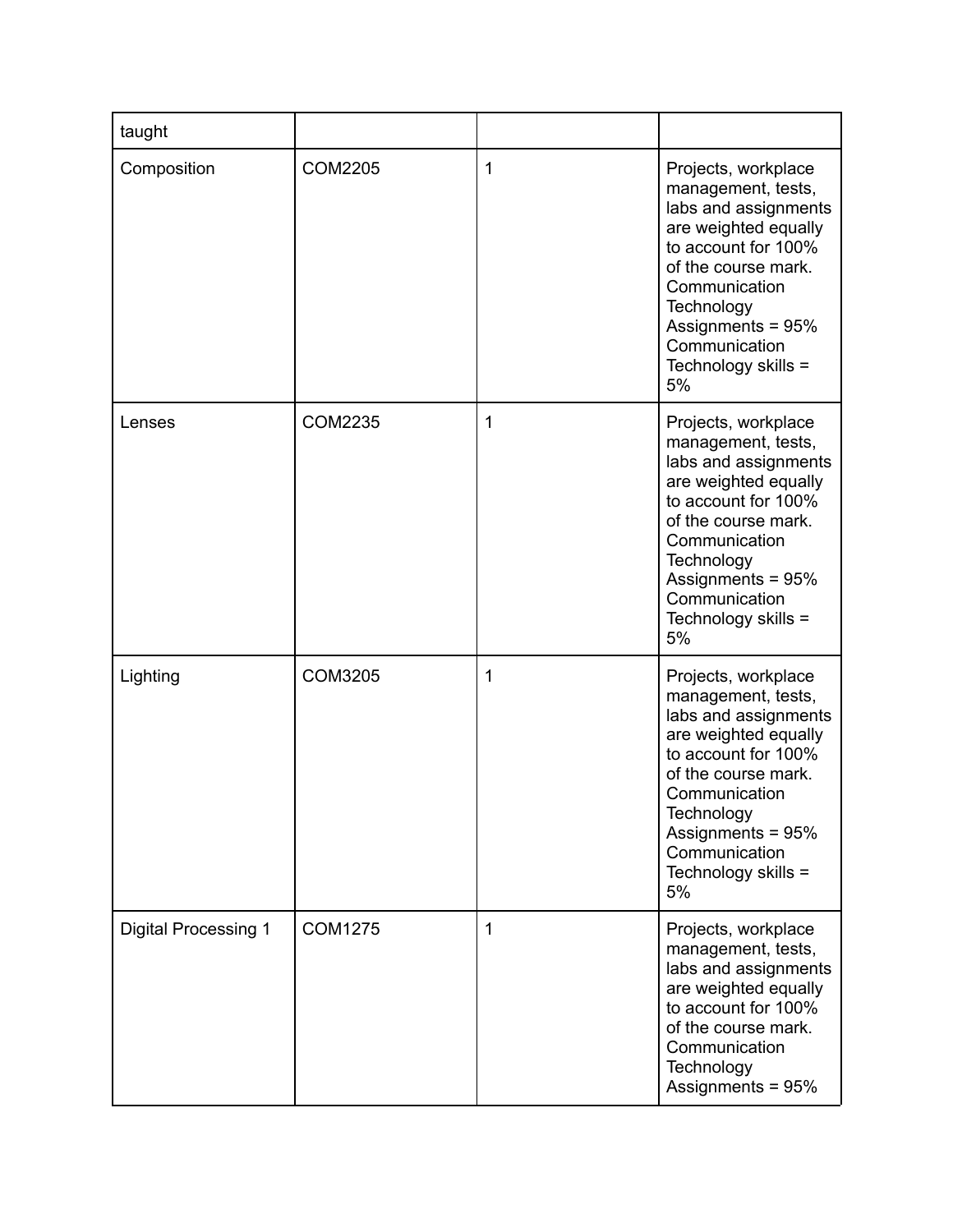| | | | |
|---|---|---|---|
| taught | | | |
| Composition | COM2205 | 1 | Projects, workplace management, tests, labs and assignments are weighted equally to account for 100% of the course mark. Communication Technology Assignments = 95% Communication Technology skills = 5% |
| Lenses | COM2235 | 1 | Projects, workplace management, tests, labs and assignments are weighted equally to account for 100% of the course mark. Communication Technology Assignments = 95% Communication Technology skills = 5% |
| Lighting | COM3205 | 1 | Projects, workplace management, tests, labs and assignments are weighted equally to account for 100% of the course mark. Communication Technology Assignments = 95% Communication Technology skills = 5% |
| Digital Processing 1 | COM1275 | 1 | Projects, workplace management, tests, labs and assignments are weighted equally to account for 100% of the course mark. Communication Technology Assignments = 95% |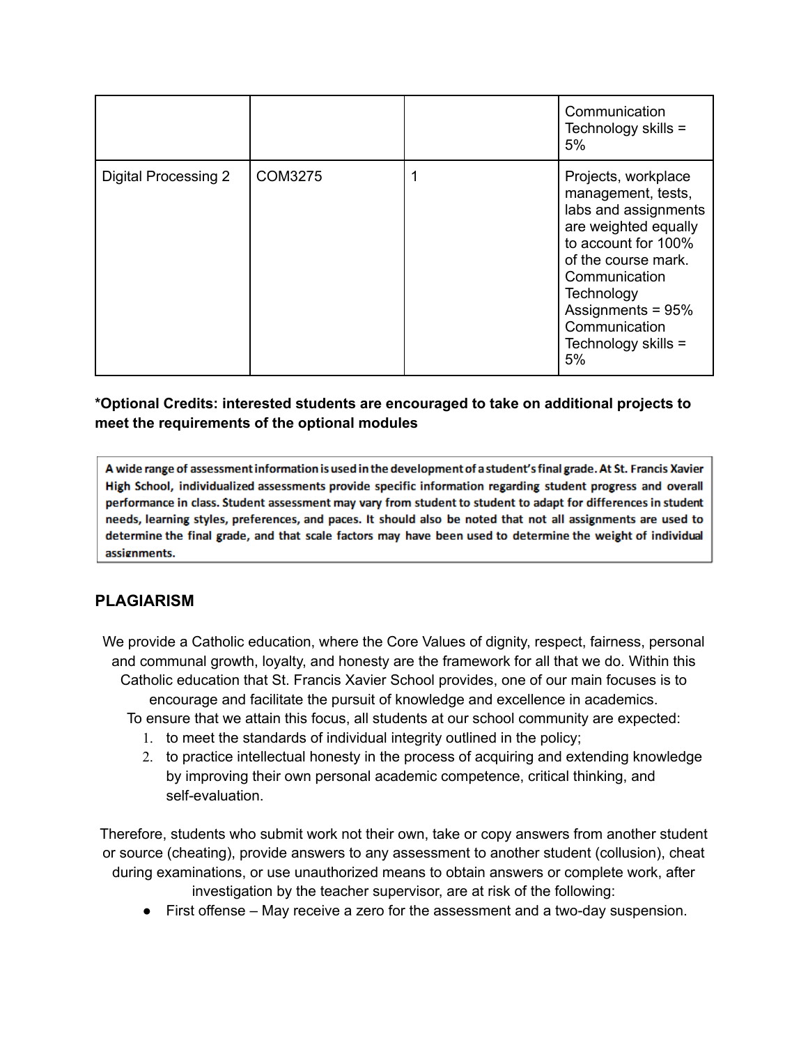| | | | |
|---|---|---|---|
| | | | Communication Technology skills = 5% |
| Digital Processing 2 | COM3275 | 1 | Projects, workplace management, tests, labs and assignments are weighted equally to account for 100% of the course mark. Communication Technology Assignments = 95% Communication Technology skills = 5% |

**\*Optional Credits: interested students are encouraged to take on additional projects to meet the requirements of the optional modules**

**A wide range of assessment information is used in the development of a student's final grade. At St. Francis Xavier High School, individualized assessments provide specific information regarding student progress and overall performance in class. Student assessment may vary from student to student to adapt for differences in student needs, learning styles, preferences, and paces. It should also be noted that not all assignments are used to determine the final grade, and that scale factors may have been used to determine the weight of individual assignments.**

## PLAGIARISM

We provide a Catholic education, where the Core Values of dignity, respect, fairness, personal and communal growth, loyalty, and honesty are the framework for all that we do. Within this Catholic education that St. Francis Xavier School provides, one of our main focuses is to encourage and facilitate the pursuit of knowledge and excellence in academics.

To ensure that we attain this focus, all students at our school community are expected:

1. to meet the standards of individual integrity outlined in the policy;
2. to practice intellectual honesty in the process of acquiring and extending knowledge by improving their own personal academic competence, critical thinking, and self-evaluation.

Therefore, students who submit work not their own, take or copy answers from another student or source (cheating), provide answers to any assessment to another student (collusion), cheat during examinations, or use unauthorized means to obtain answers or complete work, after investigation by the teacher supervisor, are at risk of the following:

- First offense – May receive a zero for the assessment and a two-day suspension.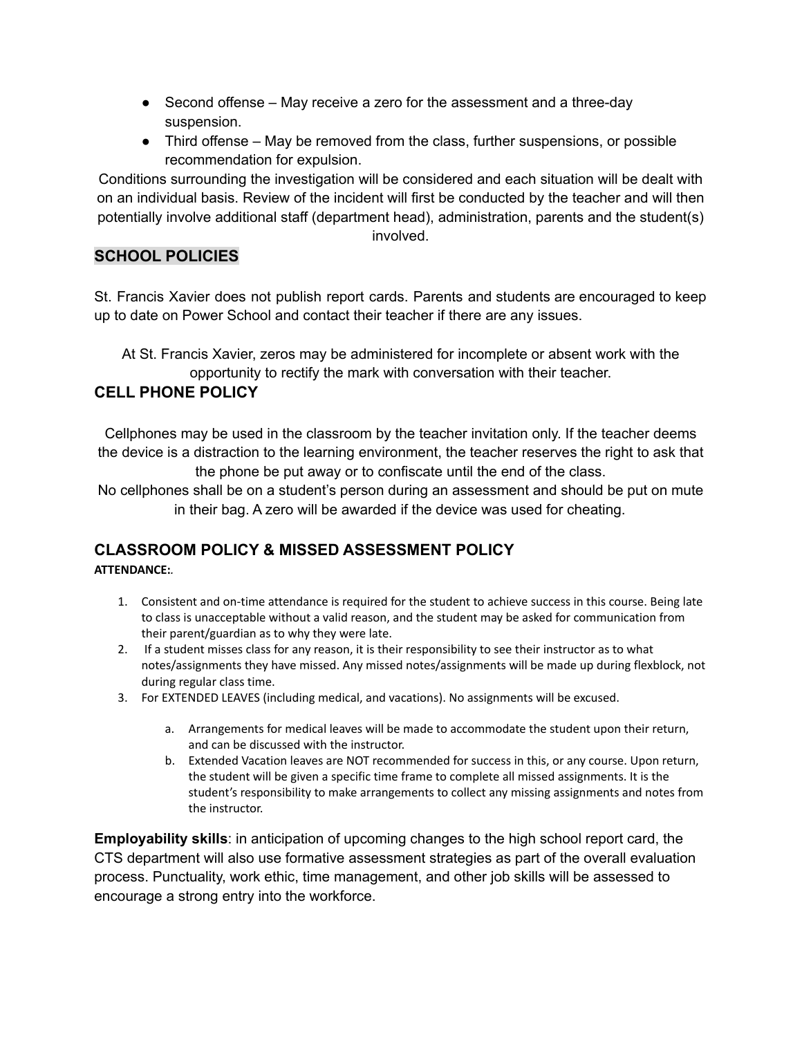- Second offense – May receive a zero for the assessment and a three-day suspension.
- Third offense – May be removed from the class, further suspensions, or possible recommendation for expulsion.

Conditions surrounding the investigation will be considered and each situation will be dealt with on an individual basis. Review of the incident will first be conducted by the teacher and will then potentially involve additional staff (department head), administration, parents and the student(s) involved.

## SCHOOL POLICIES

St. Francis Xavier does not publish report cards. Parents and students are encouraged to keep up to date on Power School and contact their teacher if there are any issues.

At St. Francis Xavier, zeros may be administered for incomplete or absent work with the opportunity to rectify the mark with conversation with their teacher.

## CELL PHONE POLICY

Cellphones may be used in the classroom by the teacher invitation only. If the teacher deems the device is a distraction to the learning environment, the teacher reserves the right to ask that the phone be put away or to confiscate until the end of the class.

No cellphones shall be on a student's person during an assessment and should be put on mute in their bag. A zero will be awarded if the device was used for cheating.

## CLASSROOM POLICY & MISSED ASSESSMENT POLICY

**ATTENDANCE:**.

1. Consistent and on-time attendance is required for the student to achieve success in this course. Being late to class is unacceptable without a valid reason, and the student may be asked for communication from their parent/guardian as to why they were late.
2. If a student misses class for any reason, it is their responsibility to see their instructor as to what notes/assignments they have missed. Any missed notes/assignments will be made up during flexblock, not during regular class time.
3. For EXTENDED LEAVES (including medical, and vacations). No assignments will be excused.
   a. Arrangements for medical leaves will be made to accommodate the student upon their return, and can be discussed with the instructor.
   b. Extended Vacation leaves are NOT recommended for success in this, or any course. Upon return, the student will be given a specific time frame to complete all missed assignments. It is the student's responsibility to make arrangements to collect any missing assignments and notes from the instructor.

**Employability skills**: in anticipation of upcoming changes to the high school report card, the CTS department will also use formative assessment strategies as part of the overall evaluation process. Punctuality, work ethic, time management, and other job skills will be assessed to encourage a strong entry into the workforce.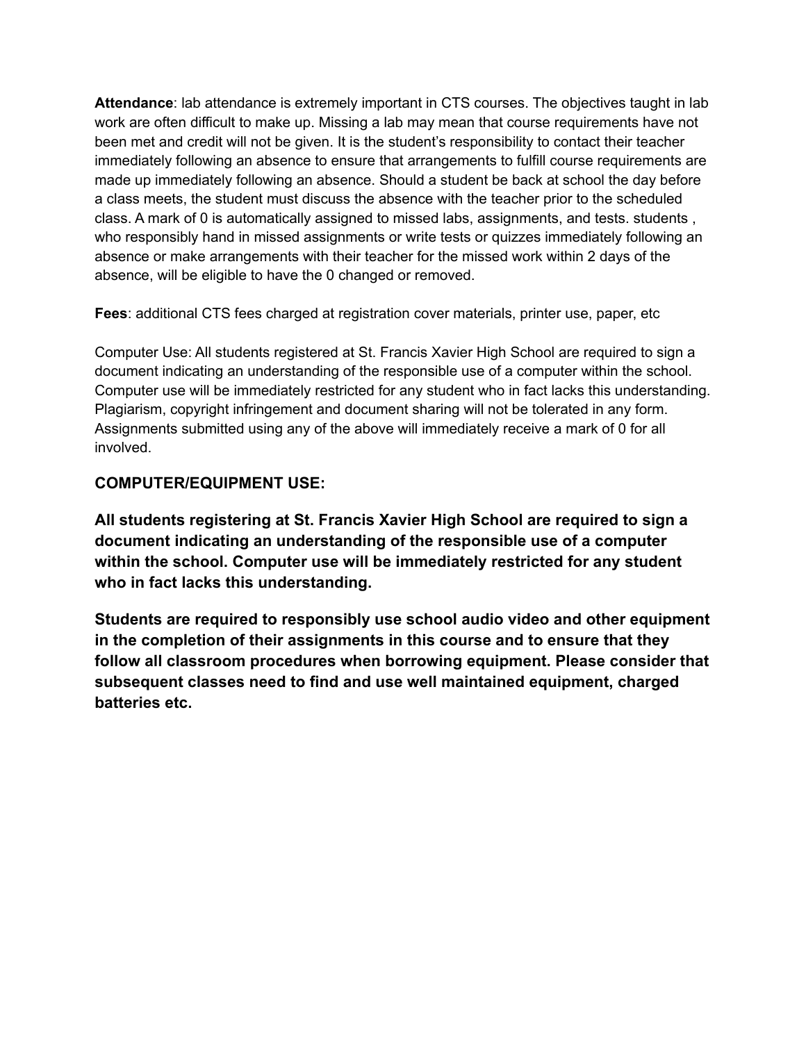**Attendance**: lab attendance is extremely important in CTS courses. The objectives taught in lab work are often difficult to make up. Missing a lab may mean that course requirements have not been met and credit will not be given. It is the student's responsibility to contact their teacher immediately following an absence to ensure that arrangements to fulfill course requirements are made up immediately following an absence. Should a student be back at school the day before a class meets, the student must discuss the absence with the teacher prior to the scheduled class. A mark of 0 is automatically assigned to missed labs, assignments, and tests. students , who responsibly hand in missed assignments or write tests or quizzes immediately following an absence or make arrangements with their teacher for the missed work within 2 days of the absence, will be eligible to have the 0 changed or removed.

**Fees**: additional CTS fees charged at registration cover materials, printer use, paper, etc

Computer Use: All students registered at St. Francis Xavier High School are required to sign a document indicating an understanding of the responsible use of a computer within the school. Computer use will be immediately restricted for any student who in fact lacks this understanding. Plagiarism, copyright infringement and document sharing will not be tolerated in any form. Assignments submitted using any of the above will immediately receive a mark of 0 for all involved.

**COMPUTER/EQUIPMENT USE:**

**All students registering at St. Francis Xavier High School are required to sign a document indicating an understanding of the responsible use of a computer within the school. Computer use will be immediately restricted for any student who in fact lacks this understanding.**

**Students are required to responsibly use school audio video and other equipment in the completion of their assignments in this course and to ensure that they follow all classroom procedures when borrowing equipment. Please consider that subsequent classes need to find and use well maintained equipment, charged batteries etc.**